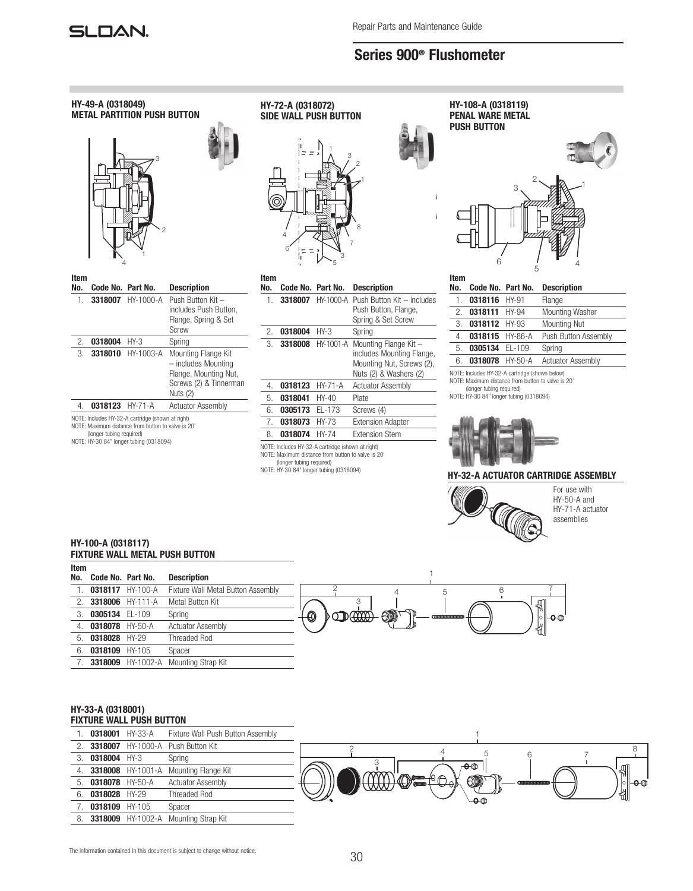# Series 900® Flushometer

Repair Parts and Maintenance Guide

## HY-49-A (0318049) METAL PARTITION PUSH BUTTON

| Item No. | Code No. | Part No. | Description |
|---|---|---|---|
| 1. | **3318007** | HY-1000-A | Push Button Kit – includes Push Button, Flange, Spring & Set Screw |
| 2. | **0318004** | HY-3 | Spring |
| 3. | **3318010** | HY-1003-A | Mounting Flange Kit – includes Mounting Flange, Mounting Nut, Screws (2) & Tinnerman Nuts (2) |
| 4. | **0318123** | HY-71-A | Actuator Assembly |

NOTE: Includes HY-32-A cartridge (shown at right)
NOTE: Maximum distance from button to valve is 20' (longer tubing required)
NOTE: HY-30 84" longer tubing (0318094)

## HY-72-A (0318072) SIDE WALL PUSH BUTTON

| Item No. | Code No. | Part No. | Description |
|---|---|---|---|
| 1. | **3318007** | HY-1000-A | Push Button Kit – includes Push Button, Flange, Spring & Set Screw |
| 2. | **0318004** | HY-3 | Spring |
| 3. | **3318008** | HY-1001-A | Mounting Flange Kit – includes Mounting Flange, Mounting Nut, Screws (2), Nuts (2) & Washers (2) |
| 4. | **0318123** | HY-71-A | Actuator Assembly |
| 5. | **0318041** | HY-40 | Plate |
| 6. | **0305173** | EL-173 | Screws (4) |
| 7. | **0318073** | HY-73 | Extension Adapter |
| 8. | **0318074** | HY-74 | Extension Stem |

NOTE: Includes HY-32-A cartridge (shown at right)
NOTE: Maximum distance from button to valve is 20' (longer tubing required)
NOTE: HY-30 84" longer tubing (0318094)

## HY-108-A (0318119) PENAL WARE METAL PUSH BUTTON

| Item No. | Code No. | Part No. | Description |
|---|---|---|---|
| 1. | **0318116** | HY-91 | Flange |
| 2. | **0318111** | HY-94 | Mounting Washer |
| 3. | **0318112** | HY-93 | Mounting Nut |
| 4. | **0318115** | HY-86-A | Push Button Assembly |
| 5. | **0305134** | EL-109 | Spring |
| 6. | **0318078** | HY-50-A | Actuator Assembly |

NOTE: Includes HY-32-A cartridge (shown below)
NOTE: Maximum distance from button to valve is 20' (longer tubing required)
NOTE: HY-30 84" longer tubing (0318094)

## HY-32-A ACTUATOR CARTRIDGE ASSEMBLY

For use with HY-50-A and HY-71-A actuator assemblies

## HY-100-A (0318117) FIXTURE WALL METAL PUSH BUTTON

| Item No. | Code No. | Part No. | Description |
|---|---|---|---|
| 1. | **0318117** | HY-100-A | Fixture Wall Metal Button Assembly |
| 2. | **3318006** | HY-111-A | Metal Button Kit |
| 3. | **0305134** | EL-109 | Spring |
| 4. | **0318078** | HY-50-A | Actuator Assembly |
| 5. | **0318028** | HY-29 | Threaded Rod |
| 6. | **0318109** | HY-105 | Spacer |
| 7. | **3318009** | HY-1002-A | Mounting Strap Kit |

## HY-33-A (0318001) FIXTURE WALL PUSH BUTTON

| Item No. | Code No. | Part No. | Description |
|---|---|---|---|
| 1. | **0318001** | HY-33-A | Fixture Wall Push Button Assembly |
| 2. | **3318007** | HY-1000-A | Push Button Kit |
| 3. | **0318004** | HY-3 | Spring |
| 4. | **3318008** | HY-1001-A | Mounting Flange Kit |
| 5. | **0318078** | HY-50-A | Actuator Assembly |
| 6. | **0318028** | HY-29 | Threaded Rod |
| 7. | **0318109** | HY-105 | Spacer |
| 8. | **3318009** | HY-1002-A | Mounting Strap Kit |

The information contained in this document is subject to change without notice.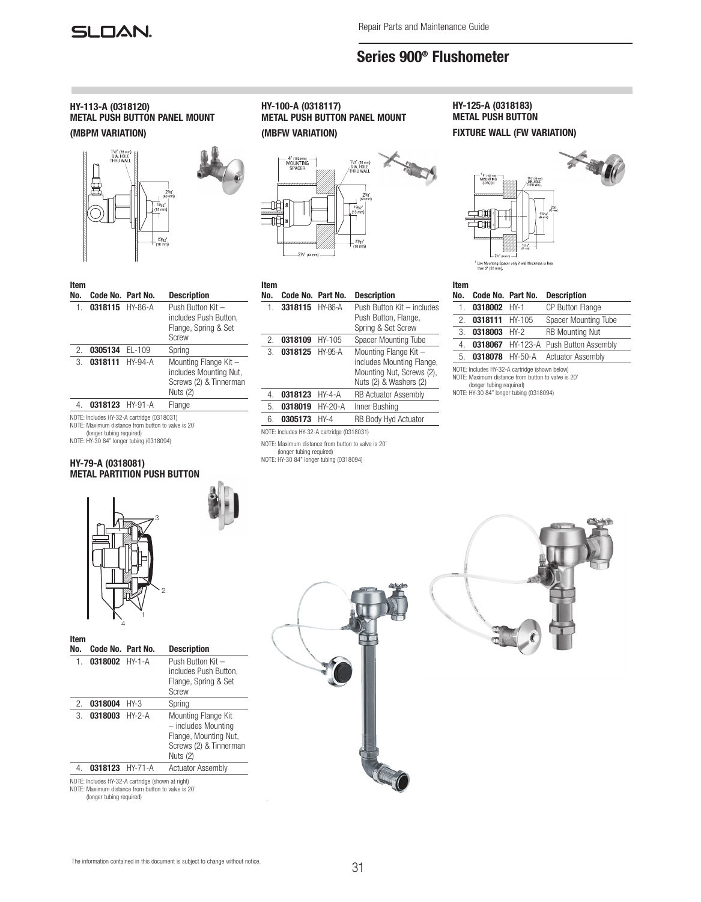## Series 900® Flushometer

### HY-113-A (0318120) METAL PUSH BUTTON PANEL MOUNT (MBPM VARIATION)

| Item No. | Code No. | Part No. | Description |
|---|---|---|---|
| 1. | **0318115** | HY-86-A | Push Button Kit – includes Push Button, Flange, Spring & Set Screw |
| 2. | **0305134** | EL-109 | Spring |
| 3. | **0318111** | HY-94-A | Mounting Flange Kit – includes Mounting Nut, Screws (2) & Tinnerman Nuts (2) |
| 4. | **0318123** | HY-91-A | Flange |

NOTE: Includes HY-32-A cartridge (0318031)
NOTE: Maximum distance from button to valve is 20' (longer tubing required)
NOTE: HY-30 84" longer tubing (0318094)

### HY-79-A (0318081) METAL PARTITION PUSH BUTTON

| Item No. | Code No. | Part No. | Description |
|---|---|---|---|
| 1. | **0318002** | HY-1-A | Push Button Kit – includes Push Button, Flange, Spring & Set Screw |
| 2. | **0318004** | HY-3 | Spring |
| 3. | **0318003** | HY-2-A | Mounting Flange Kit – includes Mounting Flange, Mounting Nut, Screws (2) & Tinnerman Nuts (2) |
| 4. | **0318123** | HY-71-A | Actuator Assembly |

NOTE: Includes HY-32-A cartridge (shown at right)
NOTE: Maximum distance from button to valve is 20' (longer tubing required)

### HY-100-A (0318117) METAL PUSH BUTTON PANEL MOUNT (MBFW VARIATION)

| Item No. | Code No. | Part No. | Description |
|---|---|---|---|
| 1. | **3318115** | HY-86-A | Push Button Kit – includes Push Button, Flange, Spring & Set Screw |
| 2. | **0318109** | HY-105 | Spacer Mounting Tube |
| 3. | **0318125** | HY-95-A | Mounting Flange Kit – includes Mounting Flange, Mounting Nut, Screws (2), Nuts (2) & Washers (2) |
| 4. | **0318123** | HY-4-A | RB Actuator Assembly |
| 5. | **0318019** | HY-20-A | Inner Bushing |
| 6. | **0305173** | HY-4 | RB Body Hyd Actuator |

NOTE: Includes HY-32-A cartridge (0318031)
NOTE: Maximum distance from button to valve is 20' (longer tubing required)
NOTE: HY-30 84" longer tubing (0318094)

### HY-125-A (0318183) METAL PUSH BUTTON FIXTURE WALL (FW VARIATION)

† Use Mounting Spacer only if wall thickness is less than 2" (50 mm).

| Item No. | Code No. | Part No. | Description |
|---|---|---|---|
| 1. | **0318002** | HY-1 | CP Button Flange |
| 2. | **0318111** | HY-105 | Spacer Mounting Tube |
| 3. | **0318003** | HY-2 | RB Mounting Nut |
| 4. | **0318067** | HY-123-A | Push Button Assembly |
| 5. | **0318078** | HY-50-A | Actuator Assembly |

NOTE: Includes HY-32-A cartridge (shown below)
NOTE: Maximum distance from button to valve is 20' (longer tubing required)
NOTE: HY-30 84" longer tubing (0318094)

The information contained in this document is subject to change without notice.